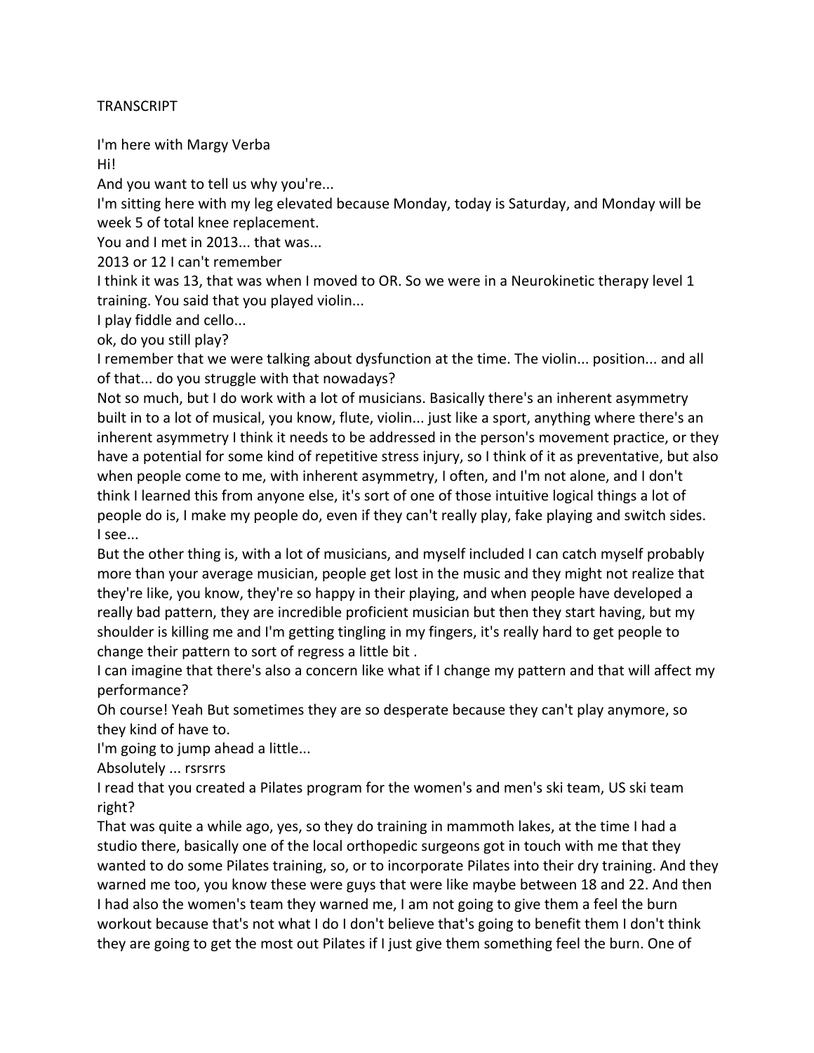TRANSCRIPT

I'm here with Margy Verba

Hi!

And you want to tell us why you're...

I'm sitting here with my leg elevated because Monday, today is Saturday, and Monday will be week 5 of total knee replacement.

You and I met in 2013... that was...

2013 or 12 I can't remember

I think it was 13, that was when I moved to OR. So we were in a Neurokinetic therapy level 1 training. You said that you played violin...

I play fiddle and cello...

ok, do you still play?

I remember that we were talking about dysfunction at the time. The violin... position... and all of that... do you struggle with that nowadays?

Not so much, but I do work with a lot of musicians. Basically there's an inherent asymmetry built in to a lot of musical, you know, flute, violin... just like a sport, anything where there's an inherent asymmetry I think it needs to be addressed in the person's movement practice, or they have a potential for some kind of repetitive stress injury, so I think of it as preventative, but also when people come to me, with inherent asymmetry, I often, and I'm not alone, and I don't think I learned this from anyone else, it's sort of one of those intuitive logical things a lot of people do is, I make my people do, even if they can't really play, fake playing and switch sides.

I see...

But the other thing is, with a lot of musicians, and myself included I can catch myself probably more than your average musician, people get lost in the music and they might not realize that they're like, you know, they're so happy in their playing, and when people have developed a really bad pattern, they are incredible proficient musician but then they start having, but my shoulder is killing me and I'm getting tingling in my fingers, it's really hard to get people to change their pattern to sort of regress a little bit .

I can imagine that there's also a concern like what if I change my pattern and that will affect my performance?

Oh course! Yeah But sometimes they are so desperate because they can't play anymore, so they kind of have to.

I'm going to jump ahead a little...

Absolutely ... rsrsrrs

I read that you created a Pilates program for the women's and men's ski team, US ski team right?

That was quite a while ago, yes, so they do training in mammoth lakes, at the time I had a studio there, basically one of the local orthopedic surgeons got in touch with me that they wanted to do some Pilates training, so, or to incorporate Pilates into their dry training. And they warned me too, you know these were guys that were like maybe between 18 and 22. And then I had also the women's team they warned me, I am not going to give them a feel the burn workout because that's not what I do I don't believe that's going to benefit them I don't think they are going to get the most out Pilates if I just give them something feel the burn. One of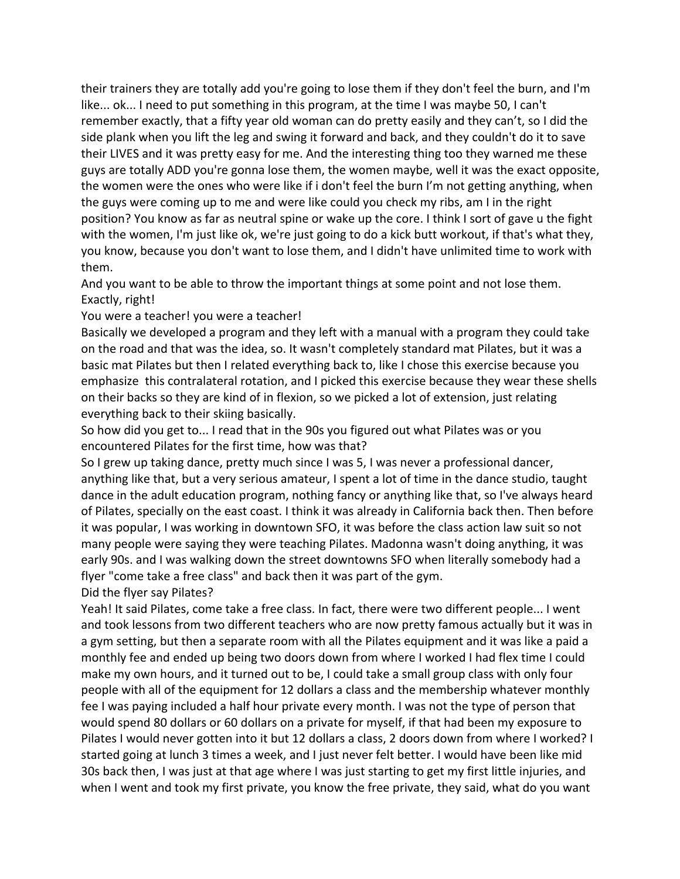their trainers they are totally add you're going to lose them if they don't feel the burn, and I'm like... ok... I need to put something in this program, at the time I was maybe 50, I can't remember exactly, that a fifty year old woman can do pretty easily and they can't, so I did the side plank when you lift the leg and swing it forward and back, and they couldn't do it to save their LIVES and it was pretty easy for me. And the interesting thing too they warned me these guys are totally ADD you're gonna lose them, the women maybe, well it was the exact opposite, the women were the ones who were like if i don't feel the burn I'm not getting anything, when the guys were coming up to me and were like could you check my ribs, am I in the right position? You know as far as neutral spine or wake up the core. I think I sort of gave u the fight with the women, I'm just like ok, we're just going to do a kick butt workout, if that's what they, you know, because you don't want to lose them, and I didn't have unlimited time to work with them.

And you want to be able to throw the important things at some point and not lose them.

Exactly, right!

You were a teacher! you were a teacher!

Basically we developed a program and they left with a manual with a program they could take on the road and that was the idea, so. It wasn't completely standard mat Pilates, but it was a basic mat Pilates but then I related everything back to, like I chose this exercise because you emphasize this contralateral rotation, and I picked this exercise because they wear these shells on their backs so they are kind of in flexion, so we picked a lot of extension, just relating everything back to their skiing basically.

So how did you get to... I read that in the 90s you figured out what Pilates was or you encountered Pilates for the first time, how was that?

So I grew up taking dance, pretty much since I was 5, I was never a professional dancer, anything like that, but a very serious amateur, I spent a lot of time in the dance studio, taught dance in the adult education program, nothing fancy or anything like that, so I've always heard of Pilates, specially on the east coast. I think it was already in California back then. Then before it was popular, I was working in downtown SFO, it was before the class action law suit so not many people were saying they were teaching Pilates. Madonna wasn't doing anything, it was early 90s. and I was walking down the street downtowns SFO when literally somebody had a flyer "come take a free class" and back then it was part of the gym.

Did the flyer say Pilates?

Yeah! It said Pilates, come take a free class. In fact, there were two different people... I went and took lessons from two different teachers who are now pretty famous actually but it was in a gym setting, but then a separate room with all the Pilates equipment and it was like a paid a monthly fee and ended up being two doors down from where I worked I had flex time I could make my own hours, and it turned out to be, I could take a small group class with only four people with all of the equipment for 12 dollars a class and the membership whatever monthly fee I was paying included a half hour private every month. I was not the type of person that would spend 80 dollars or 60 dollars on a private for myself, if that had been my exposure to Pilates I would never gotten into it but 12 dollars a class, 2 doors down from where I worked? I started going at lunch 3 times a week, and I just never felt better. I would have been like mid 30s back then, I was just at that age where I was just starting to get my first little injuries, and when I went and took my first private, you know the free private, they said, what do you want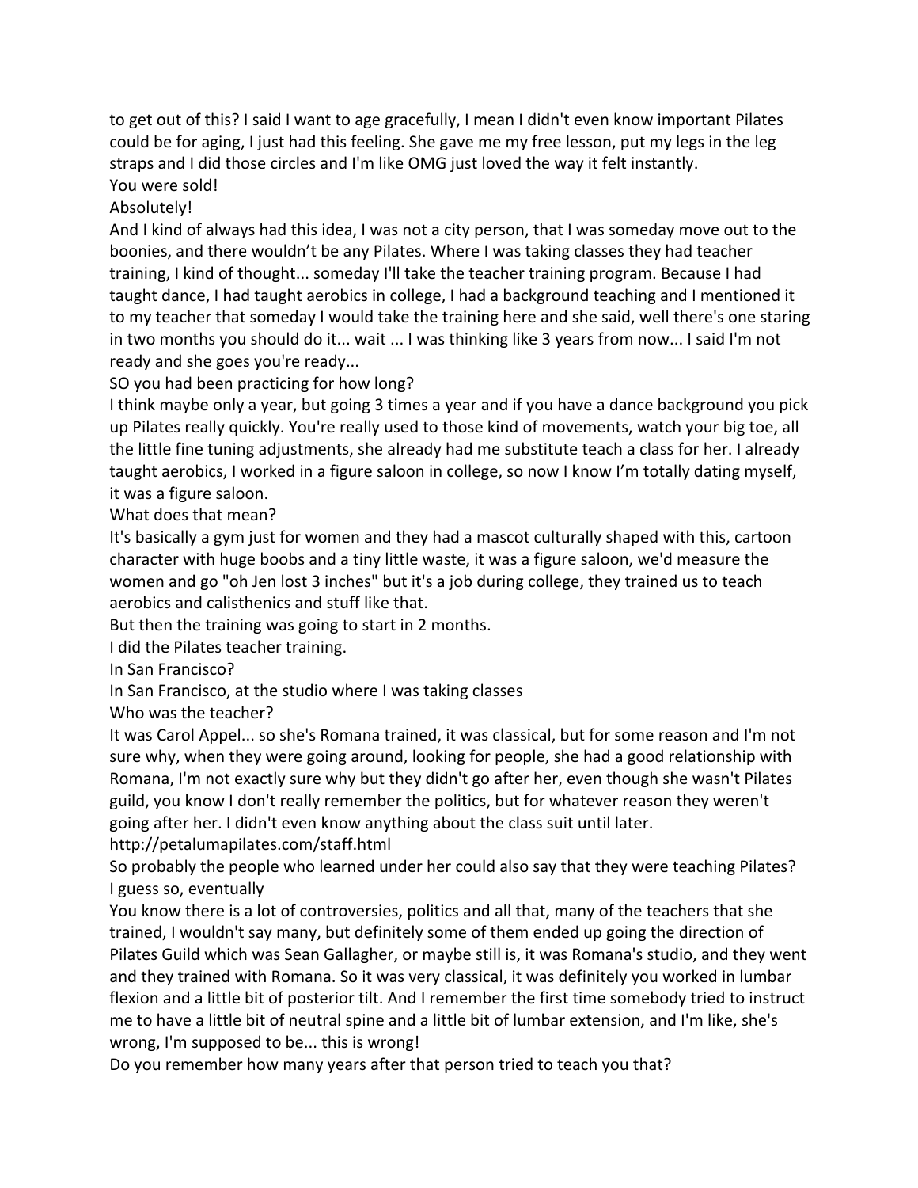to get out of this? I said I want to age gracefully, I mean I didn't even know important Pilates could be for aging, I just had this feeling. She gave me my free lesson, put my legs in the leg straps and I did those circles and I'm like OMG just loved the way it felt instantly.

You were sold!

Absolutely!

And I kind of always had this idea, I was not a city person, that I was someday move out to the boonies, and there wouldn't be any Pilates. Where I was taking classes they had teacher training, I kind of thought... someday I'll take the teacher training program. Because I had taught dance, I had taught aerobics in college, I had a background teaching and I mentioned it to my teacher that someday I would take the training here and she said, well there's one staring in two months you should do it... wait ... I was thinking like 3 years from now... I said I'm not ready and she goes you're ready...

SO you had been practicing for how long?

I think maybe only a year, but going 3 times a year and if you have a dance background you pick up Pilates really quickly. You're really used to those kind of movements, watch your big toe, all the little fine tuning adjustments, she already had me substitute teach a class for her. I already taught aerobics, I worked in a figure saloon in college, so now I know I'm totally dating myself, it was a figure saloon.

What does that mean?

It's basically a gym just for women and they had a mascot culturally shaped with this, cartoon character with huge boobs and a tiny little waste, it was a figure saloon, we'd measure the women and go "oh Jen lost 3 inches" but it's a job during college, they trained us to teach aerobics and calisthenics and stuff like that.

But then the training was going to start in 2 months.

I did the Pilates teacher training.

In San Francisco?

In San Francisco, at the studio where I was taking classes

Who was the teacher?

It was Carol Appel... so she's Romana trained, it was classical, but for some reason and I'm not sure why, when they were going around, looking for people, she had a good relationship with Romana, I'm not exactly sure why but they didn't go after her, even though she wasn't Pilates guild, you know I don't really remember the politics, but for whatever reason they weren't going after her. I didn't even know anything about the class suit until later.

http://petalumapilates.com/staff.html

So probably the people who learned under her could also say that they were teaching Pilates?

I guess so, eventually

You know there is a lot of controversies, politics and all that, many of the teachers that she trained, I wouldn't say many, but definitely some of them ended up going the direction of Pilates Guild which was Sean Gallagher, or maybe still is, it was Romana's studio, and they went and they trained with Romana. So it was very classical, it was definitely you worked in lumbar flexion and a little bit of posterior tilt. And I remember the first time somebody tried to instruct me to have a little bit of neutral spine and a little bit of lumbar extension, and I'm like, she's wrong, I'm supposed to be... this is wrong!

Do you remember how many years after that person tried to teach you that?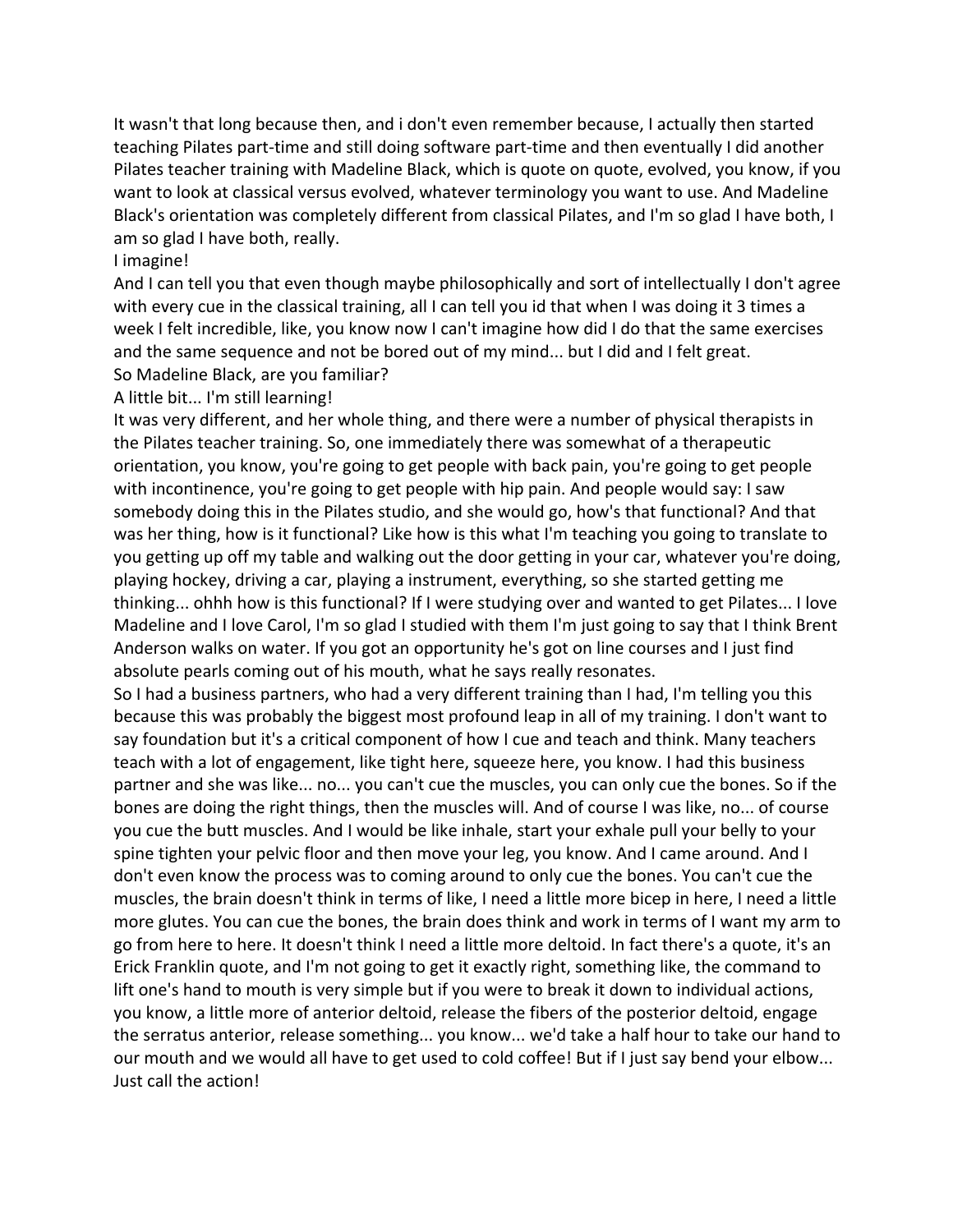It wasn't that long because then, and i don't even remember because, I actually then started teaching Pilates part-time and still doing software part-time and then eventually I did another Pilates teacher training with Madeline Black, which is quote on quote, evolved, you know, if you want to look at classical versus evolved, whatever terminology you want to use. And Madeline Black's orientation was completely different from classical Pilates, and I'm so glad I have both, I am so glad I have both, really.

I imagine!

And I can tell you that even though maybe philosophically and sort of intellectually I don't agree with every cue in the classical training, all I can tell you id that when I was doing it 3 times a week I felt incredible, like, you know now I can't imagine how did I do that the same exercises and the same sequence and not be bored out of my mind... but I did and I felt great.

So Madeline Black, are you familiar?

A little bit... I'm still learning!

It was very different, and her whole thing, and there were a number of physical therapists in the Pilates teacher training. So, one immediately there was somewhat of a therapeutic orientation, you know, you're going to get people with back pain, you're going to get people with incontinence, you're going to get people with hip pain. And people would say: I saw somebody doing this in the Pilates studio, and she would go, how's that functional? And that was her thing, how is it functional? Like how is this what I'm teaching you going to translate to you getting up off my table and walking out the door getting in your car, whatever you're doing, playing hockey, driving a car, playing a instrument, everything, so she started getting me thinking... ohhh how is this functional? If I were studying over and wanted to get Pilates... I love Madeline and I love Carol, I'm so glad I studied with them I'm just going to say that I think Brent Anderson walks on water. If you got an opportunity he's got on line courses and I just find absolute pearls coming out of his mouth, what he says really resonates.

So I had a business partners, who had a very different training than I had, I'm telling you this because this was probably the biggest most profound leap in all of my training. I don't want to say foundation but it's a critical component of how I cue and teach and think. Many teachers teach with a lot of engagement, like tight here, squeeze here, you know. I had this business partner and she was like... no... you can't cue the muscles, you can only cue the bones. So if the bones are doing the right things, then the muscles will. And of course I was like, no... of course you cue the butt muscles. And I would be like inhale, start your exhale pull your belly to your spine tighten your pelvic floor and then move your leg, you know. And I came around. And I don't even know the process was to coming around to only cue the bones. You can't cue the muscles, the brain doesn't think in terms of like, I need a little more bicep in here, I need a little more glutes. You can cue the bones, the brain does think and work in terms of I want my arm to go from here to here. It doesn't think I need a little more deltoid. In fact there's a quote, it's an Erick Franklin quote, and I'm not going to get it exactly right, something like, the command to lift one's hand to mouth is very simple but if you were to break it down to individual actions, you know, a little more of anterior deltoid, release the fibers of the posterior deltoid, engage the serratus anterior, release something... you know... we'd take a half hour to take our hand to our mouth and we would all have to get used to cold coffee! But if I just say bend your elbow... Just call the action!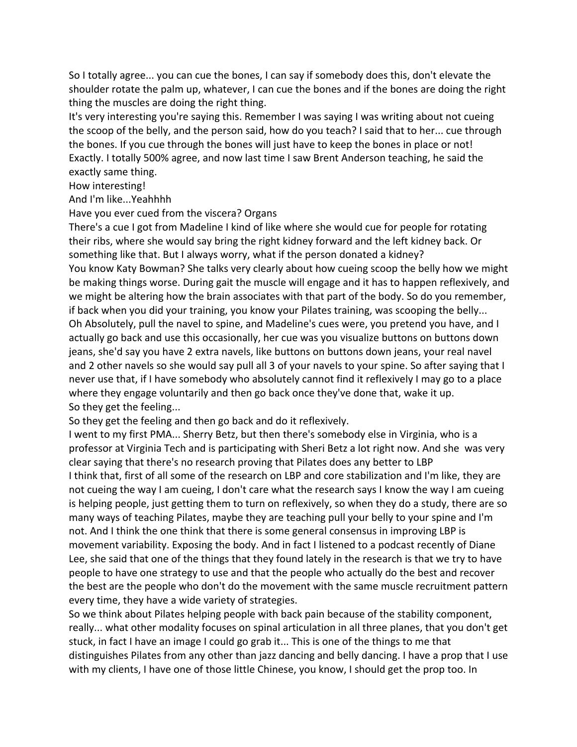So I totally agree... you can cue the bones, I can say if somebody does this, don't elevate the shoulder rotate the palm up, whatever, I can cue the bones and if the bones are doing the right thing the muscles are doing the right thing.

It's very interesting you're saying this. Remember I was saying I was writing about not cueing the scoop of the belly, and the person said, how do you teach? I said that to her... cue through the bones. If you cue through the bones will just have to keep the bones in place or not! Exactly. I totally 500% agree, and now last time I saw Brent Anderson teaching, he said the exactly same thing.

How interesting!

And I'm like...Yeahhhh

Have you ever cued from the viscera? Organs

There's a cue I got from Madeline I kind of like where she would cue for people for rotating their ribs, where she would say bring the right kidney forward and the left kidney back. Or something like that. But I always worry, what if the person donated a kidney?

You know Katy Bowman? She talks very clearly about how cueing scoop the belly how we might be making things worse. During gait the muscle will engage and it has to happen reflexively, and we might be altering how the brain associates with that part of the body. So do you remember, if back when you did your training, you know your Pilates training, was scooping the belly...

Oh Absolutely, pull the navel to spine, and Madeline's cues were, you pretend you have, and I actually go back and use this occasionally, her cue was you visualize buttons on buttons down jeans, she'd say you have 2 extra navels, like buttons on buttons down jeans, your real navel and 2 other navels so she would say pull all 3 of your navels to your spine. So after saying that I never use that, if I have somebody who absolutely cannot find it reflexively I may go to a place where they engage voluntarily and then go back once they've done that, wake it up.

So they get the feeling...

So they get the feeling and then go back and do it reflexively.

I went to my first PMA... Sherry Betz, but then there's somebody else in Virginia, who is a professor at Virginia Tech and is participating with Sheri Betz a lot right now. And she was very clear saying that there's no research proving that Pilates does any better to LBP

I think that, first of all some of the research on LBP and core stabilization and I'm like, they are not cueing the way I am cueing, I don't care what the research says I know the way I am cueing is helping people, just getting them to turn on reflexively, so when they do a study, there are so many ways of teaching Pilates, maybe they are teaching pull your belly to your spine and I'm not. And I think the one think that there is some general consensus in improving LBP is movement variability. Exposing the body. And in fact I listened to a podcast recently of Diane Lee, she said that one of the things that they found lately in the research is that we try to have people to have one strategy to use and that the people who actually do the best and recover the best are the people who don't do the movement with the same muscle recruitment pattern every time, they have a wide variety of strategies.

So we think about Pilates helping people with back pain because of the stability component, really... what other modality focuses on spinal articulation in all three planes, that you don't get stuck, in fact I have an image I could go grab it... This is one of the things to me that distinguishes Pilates from any other than jazz dancing and belly dancing. I have a prop that I use with my clients, I have one of those little Chinese, you know, I should get the prop too. In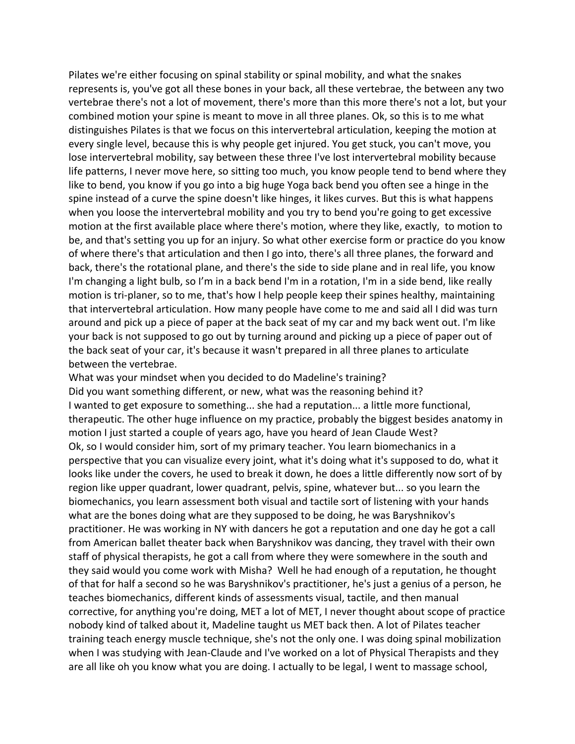Pilates we're either focusing on spinal stability or spinal mobility, and what the snakes represents is, you've got all these bones in your back, all these vertebrae, the between any two vertebrae there's not a lot of movement, there's more than this more there's not a lot, but your combined motion your spine is meant to move in all three planes. Ok, so this is to me what distinguishes Pilates is that we focus on this intervertebral articulation, keeping the motion at every single level, because this is why people get injured. You get stuck, you can't move, you lose intervertebral mobility, say between these three I've lost intervertebral mobility because life patterns, I never move here, so sitting too much, you know people tend to bend where they like to bend, you know if you go into a big huge Yoga back bend you often see a hinge in the spine instead of a curve the spine doesn't like hinges, it likes curves. But this is what happens when you loose the intervertebral mobility and you try to bend you're going to get excessive motion at the first available place where there's motion, where they like, exactly, to motion to be, and that's setting you up for an injury. So what other exercise form or practice do you know of where there's that articulation and then I go into, there's all three planes, the forward and back, there's the rotational plane, and there's the side to side plane and in real life, you know I'm changing a light bulb, so I'm in a back bend I'm in a rotation, I'm in a side bend, like really motion is tri-planer, so to me, that's how I help people keep their spines healthy, maintaining that intervertebral articulation. How many people have come to me and said all I did was turn around and pick up a piece of paper at the back seat of my car and my back went out. I'm like your back is not supposed to go out by turning around and picking up a piece of paper out of the back seat of your car, it's because it wasn't prepared in all three planes to articulate between the vertebrae.

What was your mindset when you decided to do Madeline's training?

Did you want something different, or new, what was the reasoning behind it?

I wanted to get exposure to something... she had a reputation... a little more functional, therapeutic. The other huge influence on my practice, probably the biggest besides anatomy in motion I just started a couple of years ago, have you heard of Jean Claude West?

Ok, so I would consider him, sort of my primary teacher. You learn biomechanics in a perspective that you can visualize every joint, what it's doing what it's supposed to do, what it looks like under the covers, he used to break it down, he does a little differently now sort of by region like upper quadrant, lower quadrant, pelvis, spine, whatever but... so you learn the biomechanics, you learn assessment both visual and tactile sort of listening with your hands what are the bones doing what are they supposed to be doing, he was Baryshnikov's practitioner. He was working in NY with dancers he got a reputation and one day he got a call from American ballet theater back when Baryshnikov was dancing, they travel with their own staff of physical therapists, he got a call from where they were somewhere in the south and they said would you come work with Misha? Well he had enough of a reputation, he thought of that for half a second so he was Baryshnikov's practitioner, he's just a genius of a person, he teaches biomechanics, different kinds of assessments visual, tactile, and then manual corrective, for anything you're doing, MET a lot of MET, I never thought about scope of practice nobody kind of talked about it, Madeline taught us MET back then. A lot of Pilates teacher training teach energy muscle technique, she's not the only one. I was doing spinal mobilization when I was studying with Jean-Claude and I've worked on a lot of Physical Therapists and they are all like oh you know what you are doing. I actually to be legal, I went to massage school,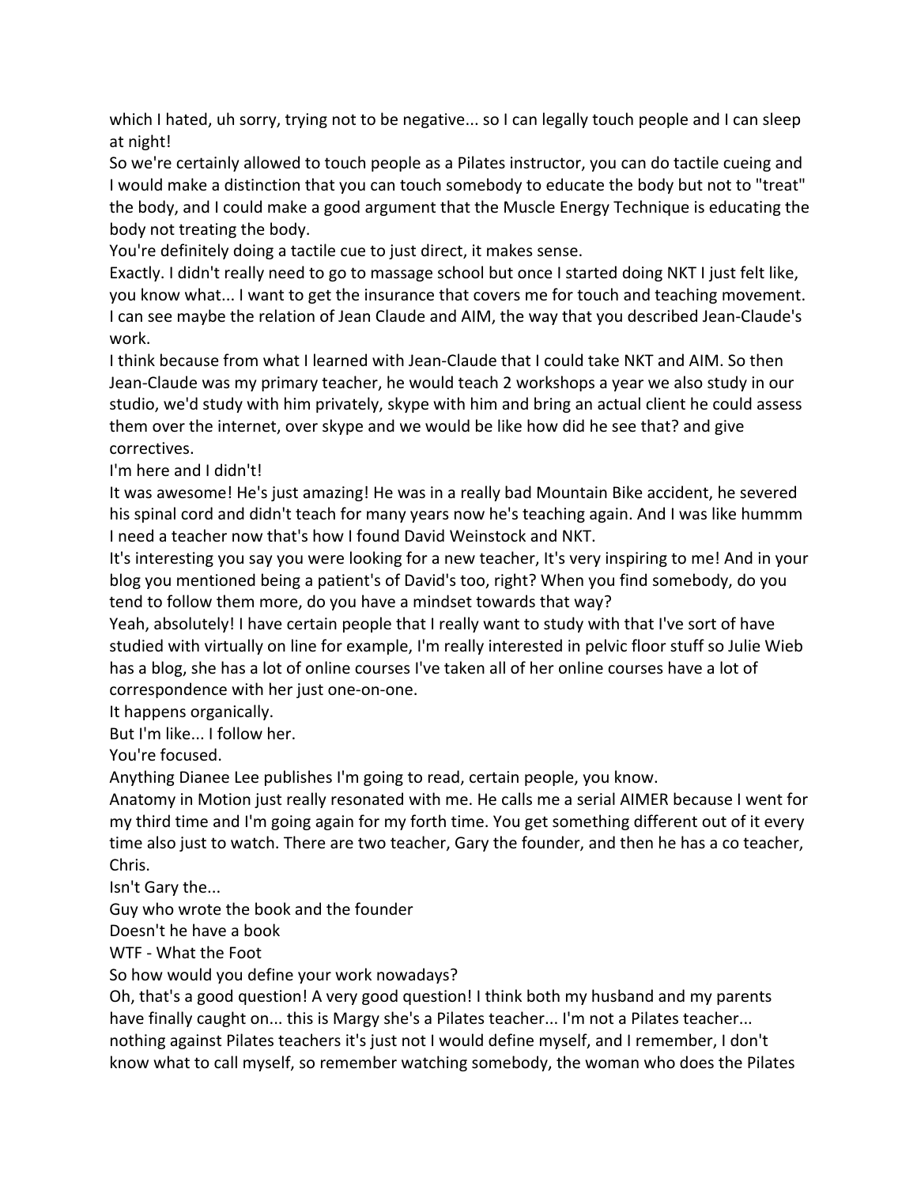which I hated, uh sorry, trying not to be negative... so I can legally touch people and I can sleep at night!

So we're certainly allowed to touch people as a Pilates instructor, you can do tactile cueing and I would make a distinction that you can touch somebody to educate the body but not to "treat" the body, and I could make a good argument that the Muscle Energy Technique is educating the body not treating the body.

You're definitely doing a tactile cue to just direct, it makes sense.

Exactly. I didn't really need to go to massage school but once I started doing NKT I just felt like, you know what... I want to get the insurance that covers me for touch and teaching movement.

I can see maybe the relation of Jean Claude and AIM, the way that you described Jean-Claude's work.

I think because from what I learned with Jean-Claude that I could take NKT and AIM. So then Jean-Claude was my primary teacher, he would teach 2 workshops a year we also study in our studio, we'd study with him privately, skype with him and bring an actual client he could assess them over the internet, over skype and we would be like how did he see that? and give correctives.

I'm here and I didn't!

It was awesome! He's just amazing! He was in a really bad Mountain Bike accident, he severed his spinal cord and didn't teach for many years now he's teaching again. And I was like hummm I need a teacher now that's how I found David Weinstock and NKT.

It's interesting you say you were looking for a new teacher, It's very inspiring to me! And in your blog you mentioned being a patient's of David's too, right? When you find somebody, do you tend to follow them more, do you have a mindset towards that way?

Yeah, absolutely! I have certain people that I really want to study with that I've sort of have studied with virtually on line for example, I'm really interested in pelvic floor stuff so Julie Wieb has a blog, she has a lot of online courses I've taken all of her online courses have a lot of correspondence with her just one-on-one.

It happens organically.

But I'm like... I follow her.

You're focused.

Anything Dianee Lee publishes I'm going to read, certain people, you know.

Anatomy in Motion just really resonated with me. He calls me a serial AIMER because I went for my third time and I'm going again for my forth time. You get something different out of it every time also just to watch. There are two teacher, Gary the founder, and then he has a co teacher, Chris.

Isn't Gary the...

Guy who wrote the book and the founder

Doesn't he have a book

WTF - What the Foot

So how would you define your work nowadays?

Oh, that's a good question! A very good question! I think both my husband and my parents have finally caught on... this is Margy she's a Pilates teacher... I'm not a Pilates teacher... nothing against Pilates teachers it's just not I would define myself, and I remember, I don't know what to call myself, so remember watching somebody, the woman who does the Pilates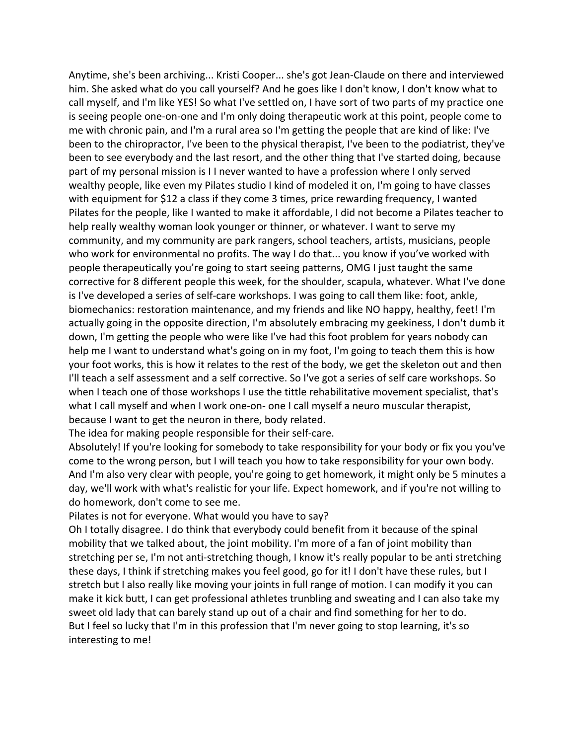Anytime, she's been archiving... Kristi Cooper... she's got Jean-Claude on there and interviewed him. She asked what do you call yourself? And he goes like I don't know, I don't know what to call myself, and I'm like YES! So what I've settled on, I have sort of two parts of my practice one is seeing people one-on-one and I'm only doing therapeutic work at this point, people come to me with chronic pain, and I'm a rural area so I'm getting the people that are kind of like: I've been to the chiropractor, I've been to the physical therapist, I've been to the podiatrist, they've been to see everybody and the last resort, and the other thing that I've started doing, because part of my personal mission is I I never wanted to have a profession where I only served wealthy people, like even my Pilates studio I kind of modeled it on, I'm going to have classes with equipment for $12 a class if they come 3 times, price rewarding frequency, I wanted Pilates for the people, like I wanted to make it affordable, I did not become a Pilates teacher to help really wealthy woman look younger or thinner, or whatever. I want to serve my community, and my community are park rangers, school teachers, artists, musicians, people who work for environmental no profits. The way I do that... you know if you've worked with people therapeutically you're going to start seeing patterns, OMG I just taught the same corrective for 8 different people this week, for the shoulder, scapula, whatever. What I've done is I've developed a series of self-care workshops. I was going to call them like: foot, ankle, biomechanics: restoration maintenance, and my friends and like NO happy, healthy, feet! I'm actually going in the opposite direction, I'm absolutely embracing my geekiness, I don't dumb it down, I'm getting the people who were like I've had this foot problem for years nobody can help me I want to understand what's going on in my foot, I'm going to teach them this is how your foot works, this is how it relates to the rest of the body, we get the skeleton out and then I'll teach a self assessment and a self corrective. So I've got a series of self care workshops. So when I teach one of those workshops I use the tittle rehabilitative movement specialist, that's what I call myself and when I work one-on- one I call myself a neuro muscular therapist, because I want to get the neuron in there, body related.

The idea for making people responsible for their self-care.

Absolutely! If you're looking for somebody to take responsibility for your body or fix you you've come to the wrong person, but I will teach you how to take responsibility for your own body. And I'm also very clear with people, you're going to get homework, it might only be 5 minutes a day, we'll work with what's realistic for your life. Expect homework, and if you're not willing to do homework, don't come to see me.

Pilates is not for everyone. What would you have to say?

Oh I totally disagree. I do think that everybody could benefit from it because of the spinal mobility that we talked about, the joint mobility. I'm more of a fan of joint mobility than stretching per se, I'm not anti-stretching though, I know it's really popular to be anti stretching these days, I think if stretching makes you feel good, go for it! I don't have these rules, but I stretch but I also really like moving your joints in full range of motion. I can modify it you can make it kick butt, I can get professional athletes trunbling and sweating and I can also take my sweet old lady that can barely stand up out of a chair and find something for her to do.

But I feel so lucky that I'm in this profession that I'm never going to stop learning, it's so interesting to me!